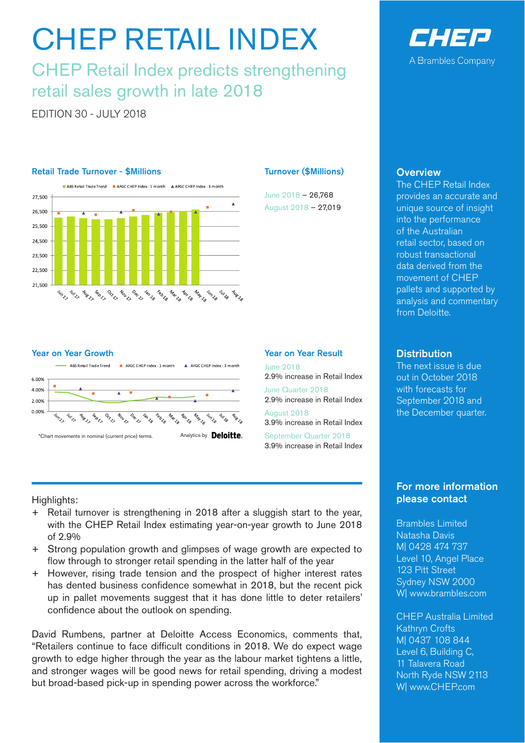# CHEP RETAIL INDEX

## CHEP Retail Index predicts strengthening retail sales growth in late 2018

EDITION 30 - JULY 2018

CHEP
A Brambles Company

### Retail Trade Turnover - $Millions

ABS Retail Trade Trend | AFGC CHEP Index - 1 month | AFGC CHEP Index - 3 month

### Turnover ($Millions)

June 2018 – 26,768
August 2018 – 27,019

### Year on Year Growth

ABS Retail Trade Trend | AFGC CHEP Index - 1 month | AFGC CHEP Index - 3 month

*Chart movements in nominal (current price) terms.

Analytics by Deloitte.

### Year on Year Result

June 2018
2.9% increase in Retail Index

June Quarter 2018
2.9% increase in Retail Index

August 2018
3.9% increase in Retail Index

September Quarter 2018
3.9% increase in Retail Index

Highlights:

+ Retail turnover is strengthening in 2018 after a sluggish start to the year, with the CHEP Retail Index estimating year-on-year growth to June 2018 of 2.9%
+ Strong population growth and glimpses of wage growth are expected to flow through to stronger retail spending in the latter half of the year
+ However, rising trade tension and the prospect of higher interest rates has dented business confidence somewhat in 2018, but the recent pick up in pallet movements suggest that it has done little to deter retailers' confidence about the outlook on spending.

David Rumbens, partner at Deloitte Access Economics, comments that, "Retailers continue to face difficult conditions in 2018. We do expect wage growth to edge higher through the year as the labour market tightens a little, and stronger wages will be good news for retail spending, driving a modest but broad-based pick-up in spending power across the workforce."

### Overview

The CHEP Retail Index provides an accurate and unique source of insight into the performance of the Australian retail sector, based on robust transactional data derived from the movement of CHEP pallets and supported by analysis and commentary from Deloitte.

### Distribution

The next issue is due out in October 2018 with forecasts for September 2018 and the December quarter.

### For more information please contact

Brambles Limited
Natasha Davis
M| 0428 474 737
Level 10, Angel Place
123 Pitt Street
Sydney NSW 2000
W| www.brambles.com

CHEP Australia Limited
Kathryn Crofts
M| 0437 108 844
Level 6, Building C,
11 Talavera Road
North Ryde NSW 2113
W| www.CHEP.com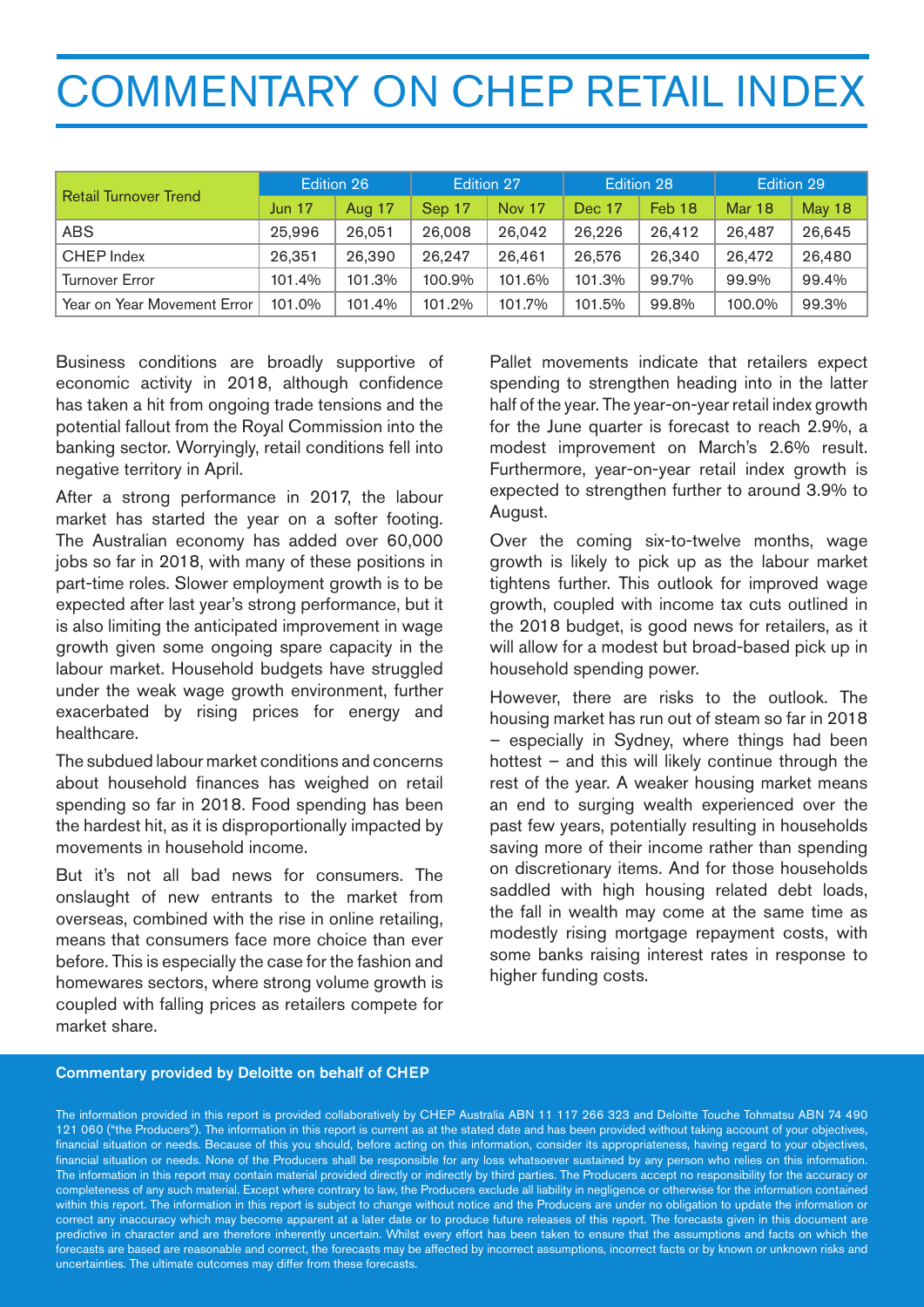# COMMENTARY ON CHEP RETAIL INDEX

| Retail Turnover Trend | Edition 26 | | Edition 27 | | Edition 28 | | Edition 29 | |
|---|---|---|---|---|---|---|---|---|
| | Jun 17 | Aug 17 | Sep 17 | Nov 17 | Dec 17 | Feb 18 | Mar 18 | May 18 |
| ABS | 25,996 | 26,051 | 26,008 | 26,042 | 26,226 | 26,412 | 26,487 | 26,645 |
| CHEP Index | 26,351 | 26,390 | 26,247 | 26,461 | 26,576 | 26,340 | 26,472 | 26,480 |
| Turnover Error | 101.4% | 101.3% | 100.9% | 101.6% | 101.3% | 99.7% | 99.9% | 99.4% |
| Year on Year Movement Error | 101.0% | 101.4% | 101.2% | 101.7% | 101.5% | 99.8% | 100.0% | 99.3% |

Business conditions are broadly supportive of economic activity in 2018, although confidence has taken a hit from ongoing trade tensions and the potential fallout from the Royal Commission into the banking sector. Worryingly, retail conditions fell into negative territory in April.

After a strong performance in 2017, the labour market has started the year on a softer footing. The Australian economy has added over 60,000 jobs so far in 2018, with many of these positions in part-time roles. Slower employment growth is to be expected after last year's strong performance, but it is also limiting the anticipated improvement in wage growth given some ongoing spare capacity in the labour market. Household budgets have struggled under the weak wage growth environment, further exacerbated by rising prices for energy and healthcare.

The subdued labour market conditions and concerns about household finances has weighed on retail spending so far in 2018. Food spending has been the hardest hit, as it is disproportionally impacted by movements in household income.

But it's not all bad news for consumers. The onslaught of new entrants to the market from overseas, combined with the rise in online retailing, means that consumers face more choice than ever before. This is especially the case for the fashion and homewares sectors, where strong volume growth is coupled with falling prices as retailers compete for market share.

Pallet movements indicate that retailers expect spending to strengthen heading into in the latter half of the year. The year-on-year retail index growth for the June quarter is forecast to reach 2.9%, a modest improvement on March's 2.6% result. Furthermore, year-on-year retail index growth is expected to strengthen further to around 3.9% to August.

Over the coming six-to-twelve months, wage growth is likely to pick up as the labour market tightens further. This outlook for improved wage growth, coupled with income tax cuts outlined in the 2018 budget, is good news for retailers, as it will allow for a modest but broad-based pick up in household spending power.

However, there are risks to the outlook. The housing market has run out of steam so far in 2018 – especially in Sydney, where things had been hottest – and this will likely continue through the rest of the year. A weaker housing market means an end to surging wealth experienced over the past few years, potentially resulting in households saving more of their income rather than spending on discretionary items. And for those households saddled with high housing related debt loads, the fall in wealth may come at the same time as modestly rising mortgage repayment costs, with some banks raising interest rates in response to higher funding costs.

**Commentary provided by Deloitte on behalf of CHEP**

The information provided in this report is provided collaboratively by CHEP Australia ABN 11 117 266 323 and Deloitte Touche Tohmatsu ABN 74 490 121 060 ("the Producers"). The information in this report is current as at the stated date and has been provided without taking account of your objectives, financial situation or needs. Because of this you should, before acting on this information, consider its appropriateness, having regard to your objectives, financial situation or needs. None of the Producers shall be responsible for any loss whatsoever sustained by any person who relies on this information. The information in this report may contain material provided directly or indirectly by third parties. The Producers accept no responsibility for the accuracy or completeness of any such material. Except where contrary to law, the Producers exclude all liability in negligence or otherwise for the information contained within this report. The information in this report is subject to change without notice and the Producers are under no obligation to update the information or correct any inaccuracy which may become apparent at a later date or to produce future releases of this report. The forecasts given in this document are predictive in character and are therefore inherently uncertain. Whilst every effort has been taken to ensure that the assumptions and facts on which the forecasts are based are reasonable and correct, the forecasts may be affected by incorrect assumptions, incorrect facts or by known or unknown risks and uncertainties. The ultimate outcomes may differ from these forecasts.